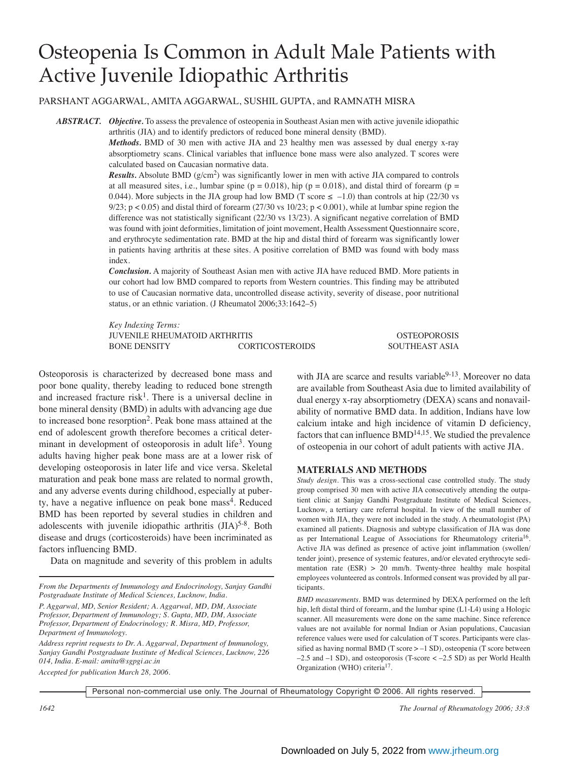# Osteopenia Is Common in Adult Male Patients with Active Juvenile Idiopathic Arthritis

PARSHANT AGGARWAL, AMITA AGGARWAL, SUSHIL GUPTA, and RAMNATH MISRA

***ABSTRACT.*** ***Objective.*** To assess the prevalence of osteopenia in Southeast Asian men with active juvenile idiopathic arthritis (JIA) and to identify predictors of reduced bone mineral density (BMD).

***Methods.*** BMD of 30 men with active JIA and 23 healthy men was assessed by dual energy x-ray absorptiometry scans. Clinical variables that influence bone mass were also analyzed. T scores were calculated based on Caucasian normative data.

***Results.*** Absolute BMD (g/cm$^2$) was significantly lower in men with active JIA compared to controls at all measured sites, i.e., lumbar spine ($p = 0.018$), hip ($p = 0.018$), and distal third of forearm ($p = 0.044$). More subjects in the JIA group had low BMD (T score $\leq -1.0$) than controls at hip (22/30 vs 9/23; $p < 0.05$) and distal third of forearm (27/30 vs 10/23; $p < 0.001$), while at lumbar spine region the difference was not statistically significant (22/30 vs 13/23). A significant negative correlation of BMD was found with joint deformities, limitation of joint movement, Health Assessment Questionnaire score, and erythrocyte sedimentation rate. BMD at the hip and distal third of forearm was significantly lower in patients having arthritis at these sites. A positive correlation of BMD was found with body mass index.

***Conclusion.*** A majority of Southeast Asian men with active JIA have reduced BMD. More patients in our cohort had low BMD compared to reports from Western countries. This finding may be attributed to use of Caucasian normative data, uncontrolled disease activity, severity of disease, poor nutritional status, or an ethnic variation. (J Rheumatol 2006;33:1642–5)

*Key Indexing Terms:*
JUVENILE RHEUMATOID ARTHRITIS — OSTEOPOROSIS — BONE DENSITY — CORTICOSTEROIDS — SOUTHEAST ASIA

Osteoporosis is characterized by decreased bone mass and poor bone quality, thereby leading to reduced bone strength and increased fracture risk[1]. There is a universal decline in bone mineral density (BMD) in adults with advancing age due to increased bone resorption[2]. Peak bone mass attained at the end of adolescent growth therefore becomes a critical determinant in development of osteoporosis in adult life[3]. Young adults having higher peak bone mass are at a lower risk of developing osteoporosis in later life and vice versa. Skeletal maturation and peak bone mass are related to normal growth, and any adverse events during childhood, especially at puberty, have a negative influence on peak bone mass[4]. Reduced BMD has been reported by several studies in children and adolescents with juvenile idiopathic arthritis (JIA)[5-8]. Both disease and drugs (corticosteroids) have been incriminated as factors influencing BMD.

Data on magnitude and severity of this problem in adults with JIA are scarce and results variable[9-13]. Moreover no data are available from Southeast Asia due to limited availability of dual energy x-ray absorptiometry (DEXA) scans and nonavailability of normative BMD data. In addition, Indians have low calcium intake and high incidence of vitamin D deficiency, factors that can influence BMD[14,15]. We studied the prevalence of osteopenia in our cohort of adult patients with active JIA.

*From the Departments of Immunology and Endocrinology, Sanjay Gandhi Postgraduate Institute of Medical Sciences, Lucknow, India.*

*P. Aggarwal, MD, Senior Resident; A. Aggarwal, MD, DM, Associate Professor, Department of Immunology; S. Gupta, MD, DM, Associate Professor, Department of Endocrinology; R. Misra, MD, Professor, Department of Immunology.*

*Address reprint requests to Dr. A. Aggarwal, Department of Immunology, Sanjay Gandhi Postgraduate Institute of Medical Sciences, Lucknow, 226 014, India. E-mail: amita@sgpgi.ac.in*

*Accepted for publication March 28, 2006.*

## MATERIALS AND METHODS

*Study design.* This was a cross-sectional case controlled study. The study group comprised 30 men with active JIA consecutively attending the outpatient clinic at Sanjay Gandhi Postgraduate Institute of Medical Sciences, Lucknow, a tertiary care referral hospital. In view of the small number of women with JIA, they were not included in the study. A rheumatologist (PA) examined all patients. Diagnosis and subtype classification of JIA was done as per International League of Associations for Rheumatology criteria[16]. Active JIA was defined as presence of active joint inflammation (swollen/tender joint), presence of systemic features, and/or elevated erythrocyte sedimentation rate (ESR) > 20 mm/h. Twenty-three healthy male hospital employees volunteered as controls. Informed consent was provided by all participants.

*BMD measurements.* BMD was determined by DEXA performed on the left hip, left distal third of forearm, and the lumbar spine (L1-L4) using a Hologic scanner. All measurements were done on the same machine. Since reference values are not available for normal Indian or Asian populations, Caucasian reference values were used for calculation of T scores. Participants were classified as having normal BMD (T score > –1 SD), osteopenia (T score between –2.5 and –1 SD), and osteoporosis (T-score < –2.5 SD) as per World Health Organization (WHO) criteria[17].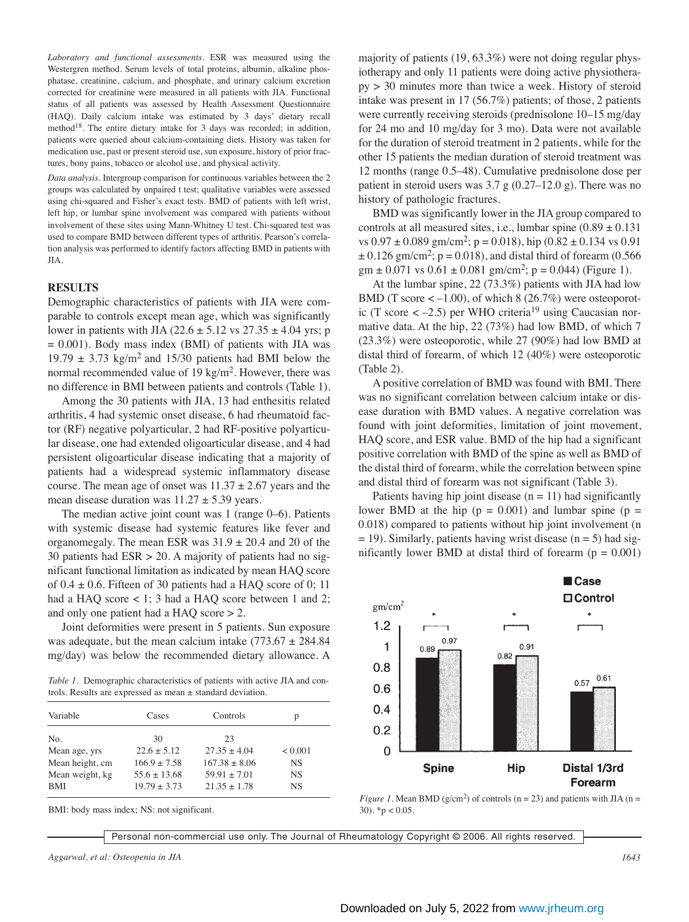*Laboratory and functional assessments.* ESR was measured using the Westergren method. Serum levels of total proteins, albumin, alkaline phosphatase, creatinine, calcium, and phosphate, and urinary calcium excretion corrected for creatinine were measured in all patients with JIA. Functional status of all patients was assessed by Health Assessment Questionnaire (HAQ). Daily calcium intake was estimated by 3 days' dietary recall method[18]. The entire dietary intake for 3 days was recorded; in addition, patients were queried about calcium-containing diets. History was taken for medication use, past or present steroid use, sun exposure, history of prior fractures, bony pains, tobacco or alcohol use, and physical activity.

*Data analysis.* Intergroup comparison for continuous variables between the 2 groups was calculated by unpaired t test; qualitative variables were assessed using chi-squared and Fisher's exact tests. BMD of patients with left wrist, left hip, or lumbar spine involvement was compared with patients without involvement of these sites using Mann-Whitney U test. Chi-squared test was used to compare BMD between different types of arthritis. Pearson's correlation analysis was performed to identify factors affecting BMD in patients with JIA.

## RESULTS

Demographic characteristics of patients with JIA were comparable to controls except mean age, which was significantly lower in patients with JIA (22.6 ± 5.12 vs 27.35 ± 4.04 yrs; p = 0.001). Body mass index (BMI) of patients with JIA was 19.79 ± 3.73 kg/m$^2$ and 15/30 patients had BMI below the normal recommended value of 19 kg/m$^2$. However, there was no difference in BMI between patients and controls (Table 1).

Among the 30 patients with JIA, 13 had enthesitis related arthritis, 4 had systemic onset disease, 6 had rheumatoid factor (RF) negative polyarticular, 2 had RF-positive polyarticular disease, one had extended oligoarticular disease, and 4 had persistent oligoarticular disease indicating that a majority of patients had a widespread systemic inflammatory disease course. The mean age of onset was 11.37 ± 2.67 years and the mean disease duration was 11.27 ± 5.39 years.

The median active joint count was 1 (range 0–6). Patients with systemic disease had systemic features like fever and organomegaly. The mean ESR was 31.9 ± 20.4 and 20 of the 30 patients had ESR > 20. A majority of patients had no significant functional limitation as indicated by mean HAQ score of 0.4 ± 0.6. Fifteen of 30 patients had a HAQ score of 0; 11 had a HAQ score < 1; 3 had a HAQ score between 1 and 2; and only one patient had a HAQ score > 2.

Joint deformities were present in 5 patients. Sun exposure was adequate, but the mean calcium intake (773.67 ± 284.84 mg/day) was below the recommended dietary allowance. A majority of patients (19, 63.3%) were not doing regular physiotherapy and only 11 patients were doing active physiotherapy > 30 minutes more than twice a week. History of steroid intake was present in 17 (56.7%) patients; of those, 2 patients were currently receiving steroids (prednisolone 10–15 mg/day for 24 mo and 10 mg/day for 3 mo). Data were not available for the duration of steroid treatment in 2 patients, while for the other 15 patients the median duration of steroid treatment was 12 months (range 0.5–48). Cumulative prednisolone dose per patient in steroid users was 3.7 g (0.27–12.0 g). There was no history of pathologic fractures.

*Table 1.* Demographic characteristics of patients with active JIA and controls. Results are expressed as mean ± standard deviation.

| Variable | Cases | Controls | p |
|---|---|---|---|
| No. | 30 | 23 | |
| Mean age, yrs | 22.6 ± 5.12 | 27.35 ± 4.04 | < 0.001 |
| Mean height, cm | 166.9 ± 7.58 | 167.38 ± 8.06 | NS |
| Mean weight, kg | 55.6 ± 13.68 | 59.91 ± 7.01 | NS |
| BMI | 19.79 ± 3.73 | 21.35 ± 1.78 | NS |

BMI: body mass index; NS: not significant.

BMD was significantly lower in the JIA group compared to controls at all measured sites, i.e., lumbar spine (0.89 ± 0.131 vs 0.97 ± 0.089 gm/cm$^2$; p = 0.018), hip (0.82 ± 0.134 vs 0.91 ± 0.126 gm/cm$^2$; p = 0.018), and distal third of forearm (0.566 gm ± 0.071 vs 0.61 ± 0.081 gm/cm$^2$; p = 0.044) (Figure 1).

At the lumbar spine, 22 (73.3%) patients with JIA had low BMD (T score < –1.00), of which 8 (26.7%) were osteoporotic (T score < –2.5) per WHO criteria[19] using Caucasian normative data. At the hip, 22 (73%) had low BMD, of which 7 (23.3%) were osteoporotic, while 27 (90%) had low BMD at distal third of forearm, of which 12 (40%) were osteoporotic (Table 2).

A positive correlation of BMD was found with BMI. There was no significant correlation between calcium intake or disease duration with BMD values. A negative correlation was found with joint deformities, limitation of joint movement, HAQ score, and ESR value. BMD of the hip had a significant positive correlation with BMD of the spine as well as BMD of the distal third of forearm, while the correlation between spine and distal third of forearm was not significant (Table 3).

Patients having hip joint disease (n = 11) had significantly lower BMD at the hip (p = 0.001) and lumbar spine (p = 0.018) compared to patients without hip joint involvement (n = 19). Similarly, patients having wrist disease (n = 5) had significantly lower BMD at distal third of forearm (p = 0.001)

*Figure 1.* Mean BMD (g/cm$^2$) of controls (n = 23) and patients with JIA (n = 30). *p < 0.05.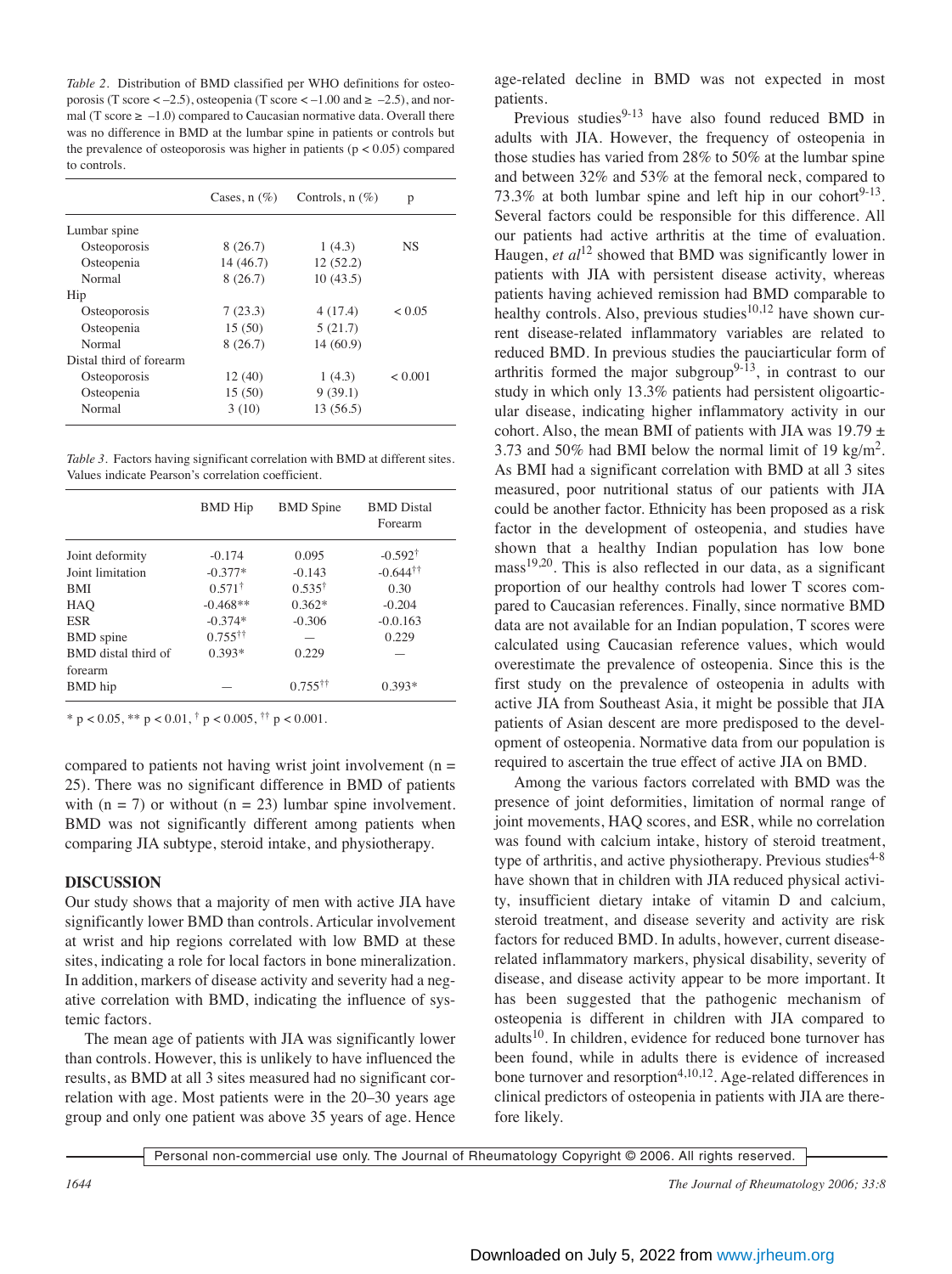*Table 2.* Distribution of BMD classified per WHO definitions for osteoporosis (T score < –2.5), osteopenia (T score < –1.00 and ≥ –2.5), and normal (T score ≥ –1.0) compared to Caucasian normative data. Overall there was no difference in BMD at the lumbar spine in patients or controls but the prevalence of osteoporosis was higher in patients ($p < 0.05$) compared to controls.

| | Cases, n (%) | Controls, n (%) | p |
|---|---|---|---|
| Lumbar spine | | | |
| Osteoporosis | 8 (26.7) | 1 (4.3) | NS |
| Osteopenia | 14 (46.7) | 12 (52.2) | |
| Normal | 8 (26.7) | 10 (43.5) | |
| Hip | | | |
| Osteoporosis | 7 (23.3) | 4 (17.4) | < 0.05 |
| Osteopenia | 15 (50) | 5 (21.7) | |
| Normal | 8 (26.7) | 14 (60.9) | |
| Distal third of forearm | | | |
| Osteoporosis | 12 (40) | 1 (4.3) | < 0.001 |
| Osteopenia | 15 (50) | 9 (39.1) | |
| Normal | 3 (10) | 13 (56.5) | |

*Table 3.* Factors having significant correlation with BMD at different sites. Values indicate Pearson's correlation coefficient.

| | BMD Hip | BMD Spine | BMD Distal Forearm |
|---|---|---|---|
| Joint deformity | -0.174 | 0.095 | -0.592† |
| Joint limitation | -0.377* | -0.143 | -0.644†† |
| BMI | 0.571† | 0.535† | 0.30 |
| HAQ | -0.468** | 0.362* | -0.204 |
| ESR | -0.374* | -0.306 | -0.0.163 |
| BMD spine | 0.755†† | — | 0.229 |
| BMD distal third of forearm | 0.393* | 0.229 | — |
| BMD hip | — | 0.755†† | 0.393* |

* $p < 0.05$, ** $p < 0.01$, † $p < 0.005$, †† $p < 0.001$.

compared to patients not having wrist joint involvement (n = 25). There was no significant difference in BMD of patients with (n = 7) or without (n = 23) lumbar spine involvement. BMD was not significantly different among patients when comparing JIA subtype, steroid intake, and physiotherapy.

## DISCUSSION

Our study shows that a majority of men with active JIA have significantly lower BMD than controls. Articular involvement at wrist and hip regions correlated with low BMD at these sites, indicating a role for local factors in bone mineralization. In addition, markers of disease activity and severity had a negative correlation with BMD, indicating the influence of systemic factors.

The mean age of patients with JIA was significantly lower than controls. However, this is unlikely to have influenced the results, as BMD at all 3 sites measured had no significant correlation with age. Most patients were in the 20–30 years age group and only one patient was above 35 years of age. Hence age-related decline in BMD was not expected in most patients.

Previous studies[9-13] have also found reduced BMD in adults with JIA. However, the frequency of osteopenia in those studies has varied from 28% to 50% at the lumbar spine and between 32% and 53% at the femoral neck, compared to 73.3% at both lumbar spine and left hip in our cohort[9-13]. Several factors could be responsible for this difference. All our patients had active arthritis at the time of evaluation. Haugen, *et al*[12] showed that BMD was significantly lower in patients with JIA with persistent disease activity, whereas patients having achieved remission had BMD comparable to healthy controls. Also, previous studies[10,12] have shown current disease-related inflammatory variables are related to reduced BMD. In previous studies the pauciarticular form of arthritis formed the major subgroup[9-13], in contrast to our study in which only 13.3% patients had persistent oligoarticular disease, indicating higher inflammatory activity in our cohort. Also, the mean BMI of patients with JIA was 19.79 ± 3.73 and 50% had BMI below the normal limit of 19 $kg/m^2$. As BMI had a significant correlation with BMD at all 3 sites measured, poor nutritional status of our patients with JIA could be another factor. Ethnicity has been proposed as a risk factor in the development of osteopenia, and studies have shown that a healthy Indian population has low bone mass[19,20]. This is also reflected in our data, as a significant proportion of our healthy controls had lower T scores compared to Caucasian references. Finally, since normative BMD data are not available for an Indian population, T scores were calculated using Caucasian reference values, which would overestimate the prevalence of osteopenia. Since this is the first study on the prevalence of osteopenia in adults with active JIA from Southeast Asia, it might be possible that JIA patients of Asian descent are more predisposed to the development of osteopenia. Normative data from our population is required to ascertain the true effect of active JIA on BMD.

Among the various factors correlated with BMD was the presence of joint deformities, limitation of normal range of joint movements, HAQ scores, and ESR, while no correlation was found with calcium intake, history of steroid treatment, type of arthritis, and active physiotherapy. Previous studies[4-8] have shown that in children with JIA reduced physical activity, insufficient dietary intake of vitamin D and calcium, steroid treatment, and disease severity and activity are risk factors for reduced BMD. In adults, however, current disease-related inflammatory markers, physical disability, severity of disease, and disease activity appear to be more important. It has been suggested that the pathogenic mechanism of osteopenia is different in children with JIA compared to adults[10]. In children, evidence for reduced bone turnover has been found, while in adults there is evidence of increased bone turnover and resorption[4,10,12]. Age-related differences in clinical predictors of osteopenia in patients with JIA are therefore likely.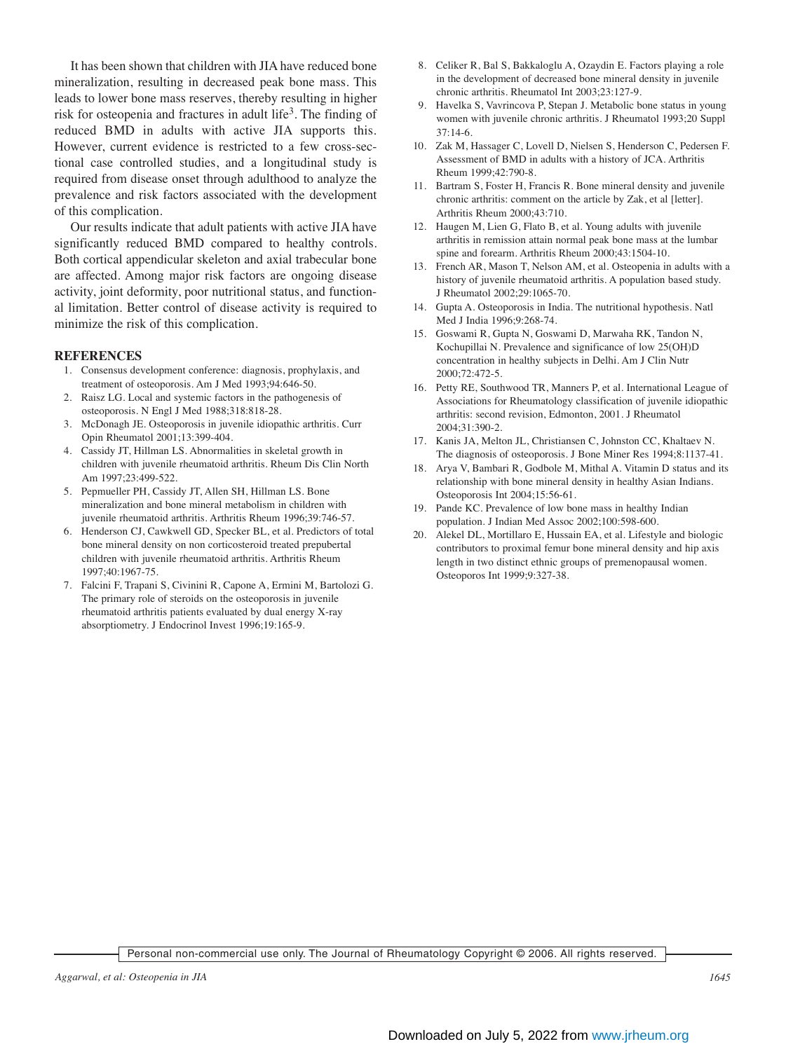It has been shown that children with JIA have reduced bone mineralization, resulting in decreased peak bone mass. This leads to lower bone mass reserves, thereby resulting in higher risk for osteopenia and fractures in adult life[3]. The finding of reduced BMD in adults with active JIA supports this. However, current evidence is restricted to a few cross-sectional case controlled studies, and a longitudinal study is required from disease onset through adulthood to analyze the prevalence and risk factors associated with the development of this complication.

Our results indicate that adult patients with active JIA have significantly reduced BMD compared to healthy controls. Both cortical appendicular skeleton and axial trabecular bone are affected. Among major risk factors are ongoing disease activity, joint deformity, poor nutritional status, and functional limitation. Better control of disease activity is required to minimize the risk of this complication.

## REFERENCES

1. Consensus development conference: diagnosis, prophylaxis, and treatment of osteoporosis. Am J Med 1993;94:646-50.
2. Raisz LG. Local and systemic factors in the pathogenesis of osteoporosis. N Engl J Med 1988;318:818-28.
3. McDonagh JE. Osteoporosis in juvenile idiopathic arthritis. Curr Opin Rheumatol 2001;13:399-404.
4. Cassidy JT, Hillman LS. Abnormalities in skeletal growth in children with juvenile rheumatoid arthritis. Rheum Dis Clin North Am 1997;23:499-522.
5. Pepmueller PH, Cassidy JT, Allen SH, Hillman LS. Bone mineralization and bone mineral metabolism in children with juvenile rheumatoid arthritis. Arthritis Rheum 1996;39:746-57.
6. Henderson CJ, Cawkwell GD, Specker BL, et al. Predictors of total bone mineral density on non corticosteroid treated prepubertal children with juvenile rheumatoid arthritis. Arthritis Rheum 1997;40:1967-75.
7. Falcini F, Trapani S, Civinini R, Capone A, Ermini M, Bartolozi G. The primary role of steroids on the osteoporosis in juvenile rheumatoid arthritis patients evaluated by dual energy X-ray absorptiometry. J Endocrinol Invest 1996;19:165-9.
8. Celiker R, Bal S, Bakkaloglu A, Ozaydin E. Factors playing a role in the development of decreased bone mineral density in juvenile chronic arthritis. Rheumatol Int 2003;23:127-9.
9. Havelka S, Vavrincova P, Stepan J. Metabolic bone status in young women with juvenile chronic arthritis. J Rheumatol 1993;20 Suppl 37:14-6.
10. Zak M, Hassager C, Lovell D, Nielsen S, Henderson C, Pedersen F. Assessment of BMD in adults with a history of JCA. Arthritis Rheum 1999;42:790-8.
11. Bartram S, Foster H, Francis R. Bone mineral density and juvenile chronic arthritis: comment on the article by Zak, et al [letter]. Arthritis Rheum 2000;43:710.
12. Haugen M, Lien G, Flato B, et al. Young adults with juvenile arthritis in remission attain normal peak bone mass at the lumbar spine and forearm. Arthritis Rheum 2000;43:1504-10.
13. French AR, Mason T, Nelson AM, et al. Osteopenia in adults with a history of juvenile rheumatoid arthritis. A population based study. J Rheumatol 2002;29:1065-70.
14. Gupta A. Osteoporosis in India. The nutritional hypothesis. Natl Med J India 1996;9:268-74.
15. Goswami R, Gupta N, Goswami D, Marwaha RK, Tandon N, Kochupillai N. Prevalence and significance of low 25(OH)D concentration in healthy subjects in Delhi. Am J Clin Nutr 2000;72:472-5.
16. Petty RE, Southwood TR, Manners P, et al. International League of Associations for Rheumatology classification of juvenile idiopathic arthritis: second revision, Edmonton, 2001. J Rheumatol 2004;31:390-2.
17. Kanis JA, Melton JL, Christiansen C, Johnston CC, Khaltaev N. The diagnosis of osteoporosis. J Bone Miner Res 1994;8:1137-41.
18. Arya V, Bambari R, Godbole M, Mithal A. Vitamin D status and its relationship with bone mineral density in healthy Asian Indians. Osteoporosis Int 2004;15:56-61.
19. Pande KC. Prevalence of low bone mass in healthy Indian population. J Indian Med Assoc 2002;100:598-600.
20. Alekel DL, Mortillaro E, Hussain EA, et al. Lifestyle and biologic contributors to proximal femur bone mineral density and hip axis length in two distinct ethnic groups of premenopausal women. Osteoporos Int 1999;9:327-38.